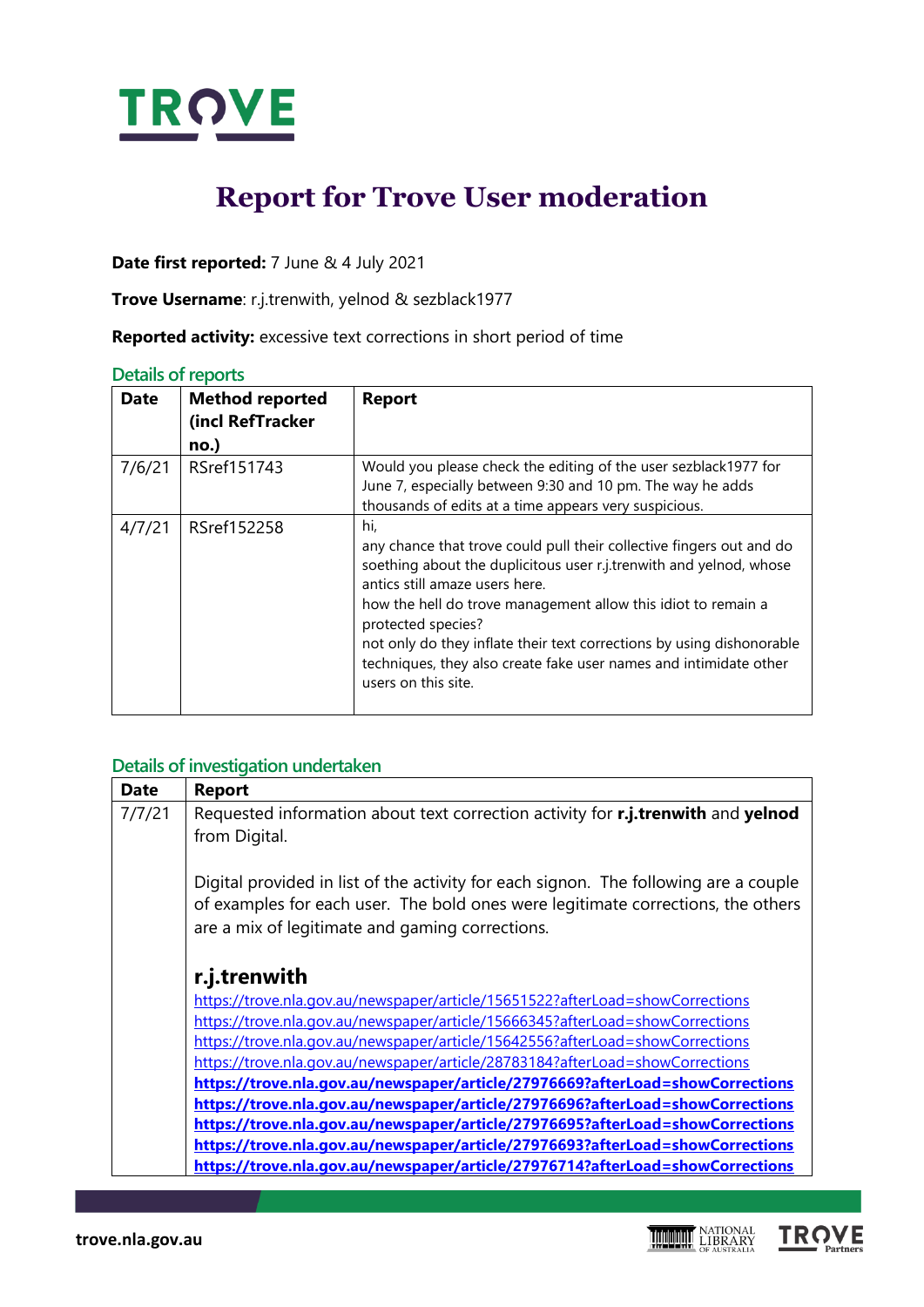# Report for Trove User moderation

**Date first reported:** 7 June & 4 July 2021

**Trove Username**: r.j.trenwith, yelnod & sezblack1977

**Reported activity:** excessive text corrections in short period of time

## Details of reports

| Date | Method reported (incl RefTracker no.) | Report |
|---|---|---|
| 7/6/21 | RSref151743 | Would you please check the editing of the user sezblack1977 for June 7, especially between 9:30 and 10 pm. The way he adds thousands of edits at a time appears very suspicious. |
| 4/7/21 | RSref152258 | hi,<br>any chance that trove could pull their collective fingers out and do soething about the duplicitous user r.j.trenwith and yelnod, whose antics still amaze users here.<br>how the hell do trove management allow this idiot to remain a protected species?<br>not only do they inflate their text corrections by using dishonorable techniques, they also create fake user names and intimidate other users on this site. |

## Details of investigation undertaken

| Date | Report |
|---|---|
| 7/7/21 | Requested information about text correction activity for **r.j.trenwith** and **yelnod** from Digital.<br><br>Digital provided in list of the activity for each signon. The following are a couple of examples for each user. The bold ones were legitimate corrections, the others are a mix of legitimate and gaming corrections.<br><br>**r.j.trenwith**<br>https://trove.nla.gov.au/newspaper/article/15651522?afterLoad=showCorrections<br>https://trove.nla.gov.au/newspaper/article/15666345?afterLoad=showCorrections<br>https://trove.nla.gov.au/newspaper/article/15642556?afterLoad=showCorrections<br>https://trove.nla.gov.au/newspaper/article/28783184?afterLoad=showCorrections<br>**https://trove.nla.gov.au/newspaper/article/27976669?afterLoad=showCorrections**<br>**https://trove.nla.gov.au/newspaper/article/27976696?afterLoad=showCorrections**<br>**https://trove.nla.gov.au/newspaper/article/27976695?afterLoad=showCorrections**<br>**https://trove.nla.gov.au/newspaper/article/27976693?afterLoad=showCorrections**<br>**https://trove.nla.gov.au/newspaper/article/27976714?afterLoad=showCorrections** |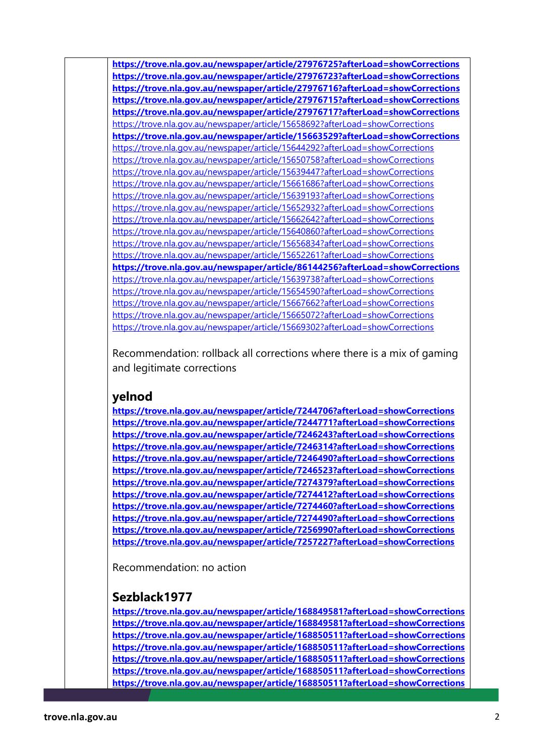**https://trove.nla.gov.au/newspaper/article/27976725?afterLoad=showCorrections**
**https://trove.nla.gov.au/newspaper/article/27976723?afterLoad=showCorrections**
**https://trove.nla.gov.au/newspaper/article/27976716?afterLoad=showCorrections**
**https://trove.nla.gov.au/newspaper/article/27976715?afterLoad=showCorrections**
**https://trove.nla.gov.au/newspaper/article/27976717?afterLoad=showCorrections**
https://trove.nla.gov.au/newspaper/article/15658692?afterLoad=showCorrections
**https://trove.nla.gov.au/newspaper/article/15663529?afterLoad=showCorrections**
https://trove.nla.gov.au/newspaper/article/15644292?afterLoad=showCorrections
https://trove.nla.gov.au/newspaper/article/15650758?afterLoad=showCorrections
https://trove.nla.gov.au/newspaper/article/15639447?afterLoad=showCorrections
https://trove.nla.gov.au/newspaper/article/15661686?afterLoad=showCorrections
https://trove.nla.gov.au/newspaper/article/15639193?afterLoad=showCorrections
https://trove.nla.gov.au/newspaper/article/15652932?afterLoad=showCorrections
https://trove.nla.gov.au/newspaper/article/15662642?afterLoad=showCorrections
https://trove.nla.gov.au/newspaper/article/15640860?afterLoad=showCorrections
https://trove.nla.gov.au/newspaper/article/15656834?afterLoad=showCorrections
https://trove.nla.gov.au/newspaper/article/15652261?afterLoad=showCorrections
**https://trove.nla.gov.au/newspaper/article/86144256?afterLoad=showCorrections**
https://trove.nla.gov.au/newspaper/article/15639738?afterLoad=showCorrections
https://trove.nla.gov.au/newspaper/article/15654590?afterLoad=showCorrections
https://trove.nla.gov.au/newspaper/article/15667662?afterLoad=showCorrections
https://trove.nla.gov.au/newspaper/article/15665072?afterLoad=showCorrections
https://trove.nla.gov.au/newspaper/article/15669302?afterLoad=showCorrections

Recommendation: rollback all corrections where there is a mix of gaming and legitimate corrections

## yelnod

**https://trove.nla.gov.au/newspaper/article/7244706?afterLoad=showCorrections**
**https://trove.nla.gov.au/newspaper/article/7244771?afterLoad=showCorrections**
**https://trove.nla.gov.au/newspaper/article/7246243?afterLoad=showCorrections**
**https://trove.nla.gov.au/newspaper/article/7246314?afterLoad=showCorrections**
**https://trove.nla.gov.au/newspaper/article/7246490?afterLoad=showCorrections**
**https://trove.nla.gov.au/newspaper/article/7246523?afterLoad=showCorrections**
**https://trove.nla.gov.au/newspaper/article/7274379?afterLoad=showCorrections**
**https://trove.nla.gov.au/newspaper/article/7274412?afterLoad=showCorrections**
**https://trove.nla.gov.au/newspaper/article/7274460?afterLoad=showCorrections**
**https://trove.nla.gov.au/newspaper/article/7274490?afterLoad=showCorrections**
**https://trove.nla.gov.au/newspaper/article/7256990?afterLoad=showCorrections**
**https://trove.nla.gov.au/newspaper/article/7257227?afterLoad=showCorrections**

Recommendation: no action

## Sezblack1977

**https://trove.nla.gov.au/newspaper/article/168849581?afterLoad=showCorrections**
**https://trove.nla.gov.au/newspaper/article/168849581?afterLoad=showCorrections**
**https://trove.nla.gov.au/newspaper/article/168850511?afterLoad=showCorrections**
**https://trove.nla.gov.au/newspaper/article/168850511?afterLoad=showCorrections**
**https://trove.nla.gov.au/newspaper/article/168850511?afterLoad=showCorrections**
**https://trove.nla.gov.au/newspaper/article/168850511?afterLoad=showCorrections**
**https://trove.nla.gov.au/newspaper/article/168850511?afterLoad=showCorrections**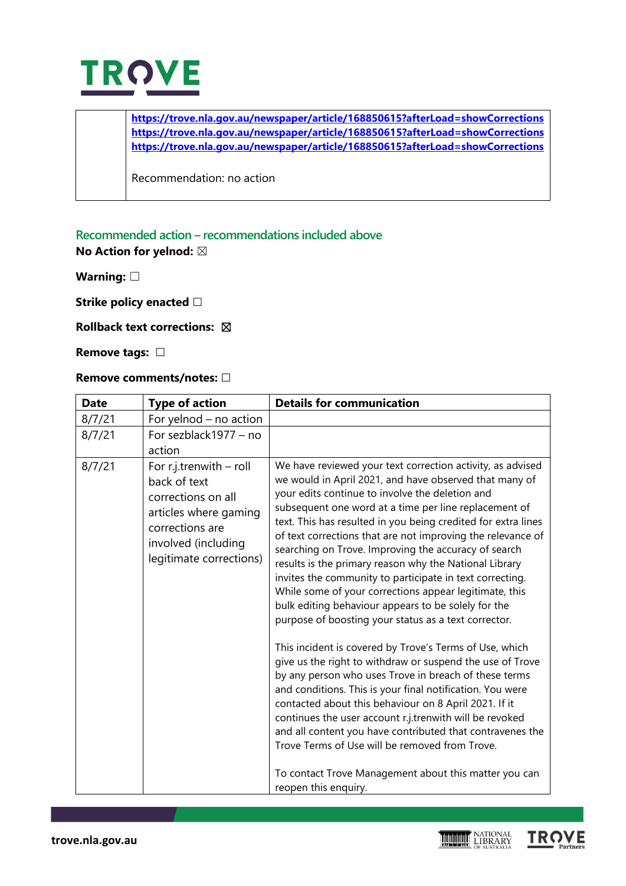| | https://trove.nla.gov.au/newspaper/article/168850615?afterLoad=showCorrections<br>https://trove.nla.gov.au/newspaper/article/168850615?afterLoad=showCorrections<br>https://trove.nla.gov.au/newspaper/article/168850615?afterLoad=showCorrections<br><br>Recommendation: no action |
|---|---|

## Recommended action – recommendations included above

**No Action for yelnod:** ☒

**Warning:** ☐

**Strike policy enacted** ☐

**Rollback text corrections:** ☒

**Remove tags:** ☐

**Remove comments/notes:** ☐

| Date | Type of action | Details for communication |
|---|---|---|
| 8/7/21 | For yelnod – no action | |
| 8/7/21 | For sezblack1977 – no action | |
| 8/7/21 | For r.j.trenwith – roll back of text corrections on all articles where gaming corrections are involved (including legitimate corrections) | We have reviewed your text correction activity, as advised we would in April 2021, and have observed that many of your edits continue to involve the deletion and subsequent one word at a time per line replacement of text. This has resulted in you being credited for extra lines of text corrections that are not improving the relevance of searching on Trove. Improving the accuracy of search results is the primary reason why the National Library invites the community to participate in text correcting. While some of your corrections appear legitimate, this bulk editing behaviour appears to be solely for the purpose of boosting your status as a text corrector.<br><br>This incident is covered by Trove's Terms of Use, which give us the right to withdraw or suspend the use of Trove by any person who uses Trove in breach of these terms and conditions. This is your final notification. You were contacted about this behaviour on 8 April 2021. If it continues the user account r.j.trenwith will be revoked and all content you have contributed that contravenes the Trove Terms of Use will be removed from Trove.<br><br>To contact Trove Management about this matter you can reopen this enquiry. |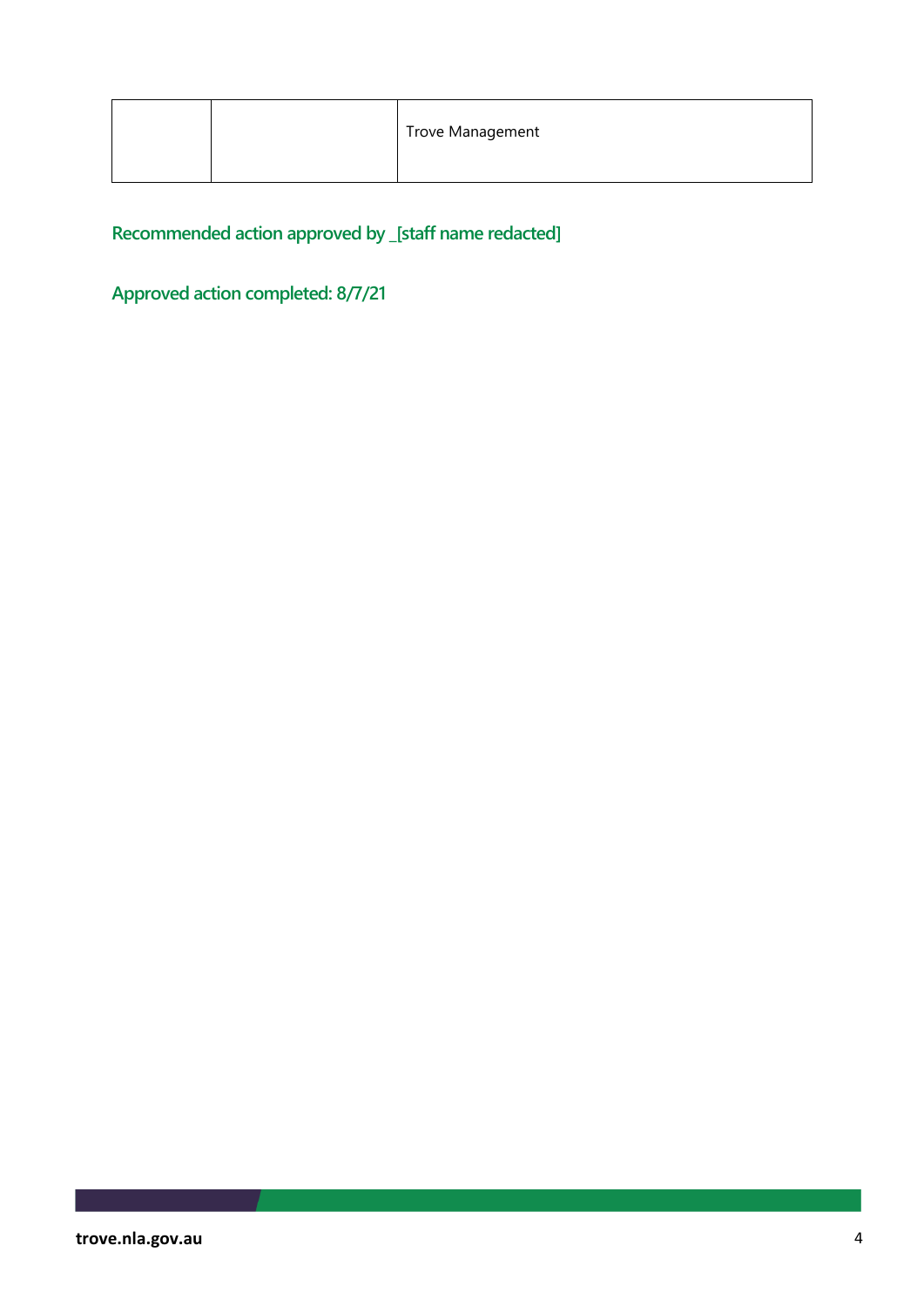| | | |
|---|---|---|
| | | Trove Management |

**Recommended action approved by _[staff name redacted]**

**Approved action completed: 8/7/21**